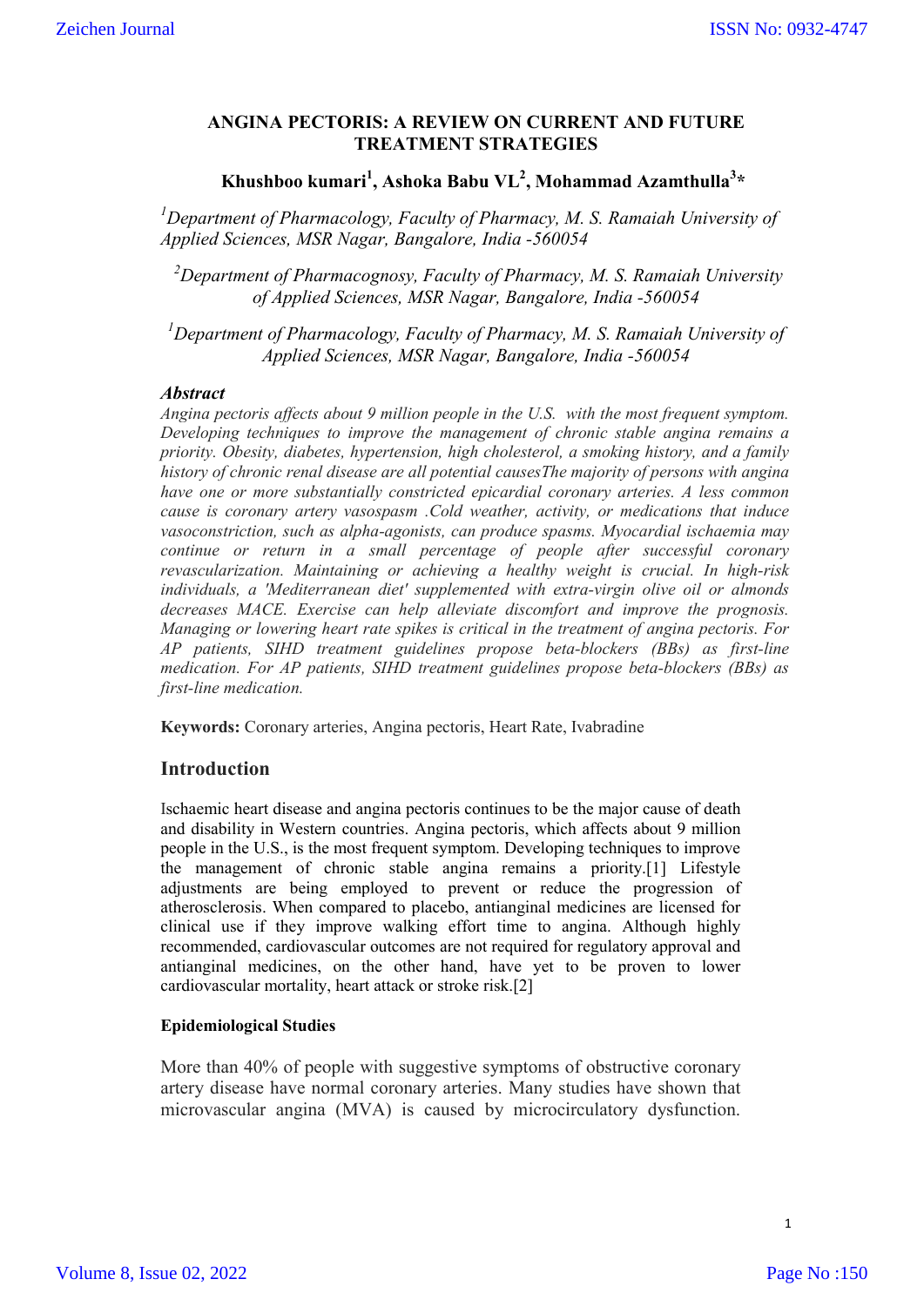# ANGINA PECTORIS: A REVIEW ON CURRENT AND FUTURE TREATMENT STRATEGIES

**Khushboo kumari[1], Ashoka Babu VL[2], Mohammad Azamthulla[3]***

*[1]Department of Pharmacology, Faculty of Pharmacy, M. S. Ramaiah University of Applied Sciences, MSR Nagar, Bangalore, India -560054*

*[2]Department of Pharmacognosy, Faculty of Pharmacy, M. S. Ramaiah University of Applied Sciences, MSR Nagar, Bangalore, India -560054*

*[1]Department of Pharmacology, Faculty of Pharmacy, M. S. Ramaiah University of Applied Sciences, MSR Nagar, Bangalore, India -560054*

### *Abstract*

*Angina pectoris affects about 9 million people in the U.S. with the most frequent symptom. Developing techniques to improve the management of chronic stable angina remains a priority. Obesity, diabetes, hypertension, high cholesterol, a smoking history, and a family history of chronic renal disease are all potential causesThe majority of persons with angina have one or more substantially constricted epicardial coronary arteries. A less common cause is coronary artery vasospasm .Cold weather, activity, or medications that induce vasoconstriction, such as alpha-agonists, can produce spasms. Myocardial ischaemia may continue or return in a small percentage of people after successful coronary revascularization. Maintaining or achieving a healthy weight is crucial. In high-risk individuals, a 'Mediterranean diet' supplemented with extra-virgin olive oil or almonds decreases MACE. Exercise can help alleviate discomfort and improve the prognosis. Managing or lowering heart rate spikes is critical in the treatment of angina pectoris. For AP patients, SIHD treatment guidelines propose beta-blockers (BBs) as first-line medication. For AP patients, SIHD treatment guidelines propose beta-blockers (BBs) as first-line medication.*

**Keywords:** Coronary arteries, Angina pectoris, Heart Rate, Ivabradine

## Introduction

Ischaemic heart disease and angina pectoris continues to be the major cause of death and disability in Western countries. Angina pectoris, which affects about 9 million people in the U.S., is the most frequent symptom. Developing techniques to improve the management of chronic stable angina remains a priority.[1] Lifestyle adjustments are being employed to prevent or reduce the progression of atherosclerosis. When compared to placebo, antianginal medicines are licensed for clinical use if they improve walking effort time to angina. Although highly recommended, cardiovascular outcomes are not required for regulatory approval and antianginal medicines, on the other hand, have yet to be proven to lower cardiovascular mortality, heart attack or stroke risk.[2]

### Epidemiological Studies

More than 40% of people with suggestive symptoms of obstructive coronary artery disease have normal coronary arteries. Many studies have shown that microvascular angina (MVA) is caused by microcirculatory dysfunction.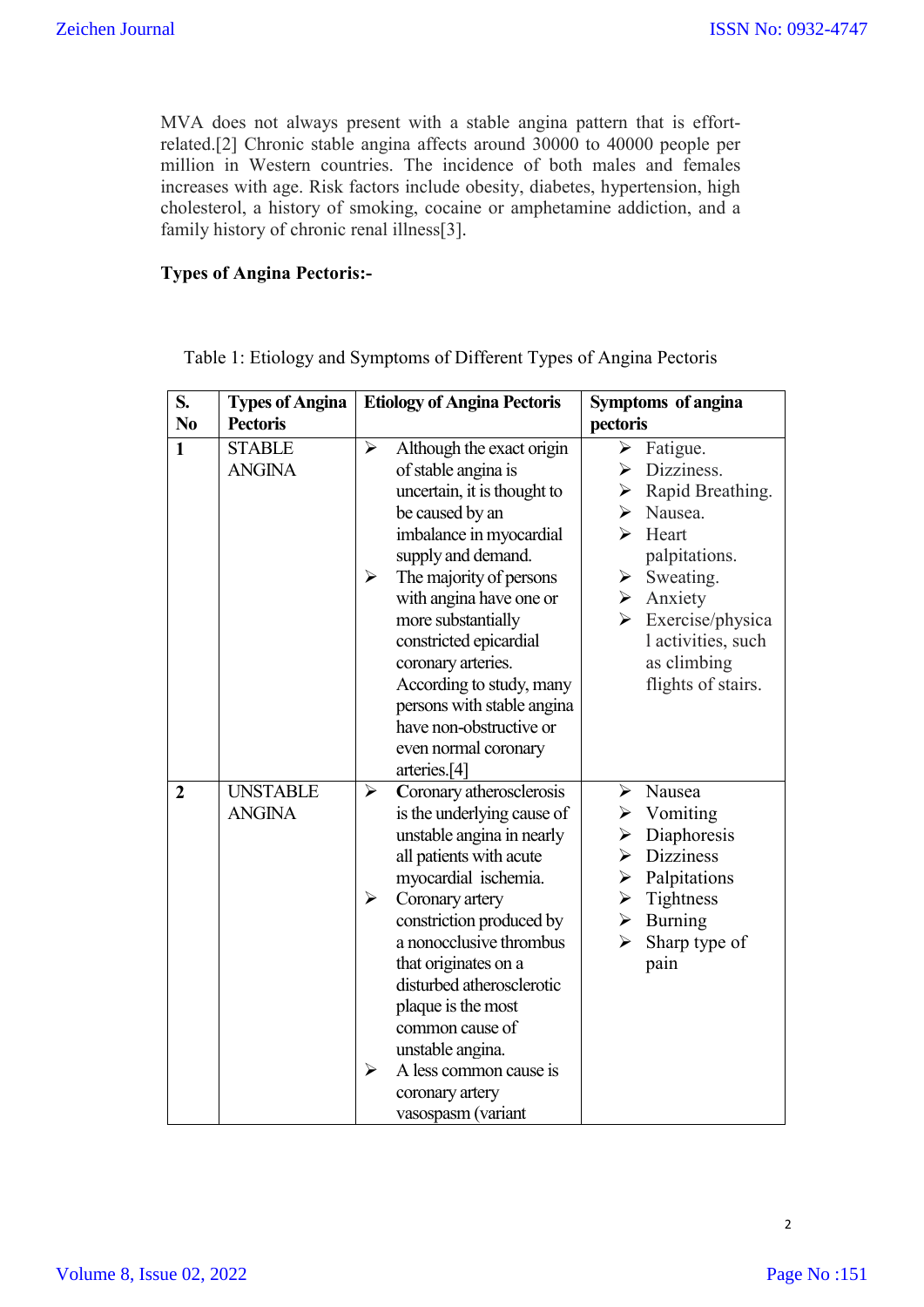MVA does not always present with a stable angina pattern that is effort-related.[2] Chronic stable angina affects around 30000 to 40000 people per million in Western countries. The incidence of both males and females increases with age. Risk factors include obesity, diabetes, hypertension, high cholesterol, a history of smoking, cocaine or amphetamine addiction, and a family history of chronic renal illness[3].

**Types of Angina Pectoris:-**

Table 1: Etiology and Symptoms of Different Types of Angina Pectoris

| S. No | Types of Angina Pectoris | Etiology of Angina Pectoris | Symptoms of angina pectoris |
|---|---|---|---|
| 1 | STABLE ANGINA | ➢ Although the exact origin of stable angina is uncertain, it is thought to be caused by an imbalance in myocardial supply and demand.<br>➢ The majority of persons with angina have one or more substantially constricted epicardial coronary arteries. According to study, many persons with stable angina have non-obstructive or even normal coronary arteries.[4] | ➢ Fatigue.<br>➢ Dizziness.<br>➢ Rapid Breathing.<br>➢ Nausea.<br>➢ Heart palpitations.<br>➢ Sweating.<br>➢ Anxiety<br>➢ Exercise/physical activities, such as climbing flights of stairs. |
| 2 | UNSTABLE ANGINA | ➢ Coronary atherosclerosis is the underlying cause of unstable angina in nearly all patients with acute myocardial ischemia.<br>➢ Coronary artery constriction produced by a nonocclusive thrombus that originates on a disturbed atherosclerotic plaque is the most common cause of unstable angina.<br>➢ A less common cause is coronary artery vasospasm (variant | ➢ Nausea<br>➢ Vomiting<br>➢ Diaphoresis<br>➢ Dizziness<br>➢ Palpitations<br>➢ Tightness<br>➢ Burning<br>➢ Sharp type of pain |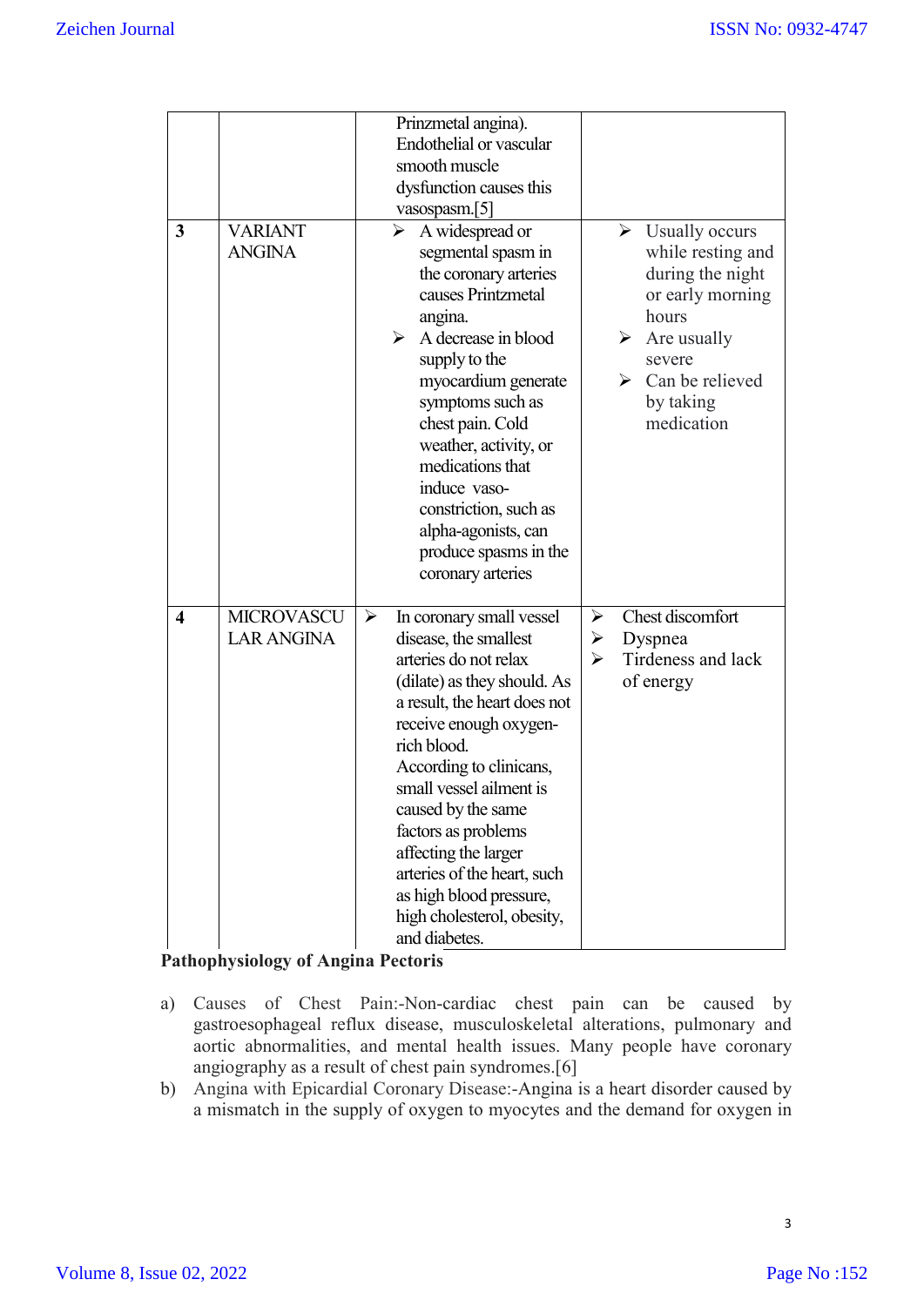| | | | |
|---|---|---|---|
| | | Prinzmetal angina). Endothelial or vascular smooth muscle dysfunction causes this vasospasm.[5] | |
| **3** | VARIANT ANGINA | ➢ A widespread or segmental spasm in the coronary arteries causes Printzmetal angina.<br>➢ A decrease in blood supply to the myocardium generate symptoms such as chest pain. Cold weather, activity, or medications that induce vaso-constriction, such as alpha-agonists, can produce spasms in the coronary arteries | ➢ Usually occurs while resting and during the night or early morning hours<br>➢ Are usually severe<br>➢ Can be relieved by taking medication |
| **4** | MICROVASCULAR ANGINA | ➢ In coronary small vessel disease, the smallest arteries do not relax (dilate) as they should. As a result, the heart does not receive enough oxygen-rich blood. According to clinicans, small vessel ailment is caused by the same factors as problems affecting the larger arteries of the heart, such as high blood pressure, high cholesterol, obesity, and diabetes. | ➢ Chest discomfort<br>➢ Dyspnea<br>➢ Tirdeness and lack of energy |

**Pathophysiology of Angina Pectoris**

a) Causes of Chest Pain:-Non-cardiac chest pain can be caused by gastroesophageal reflux disease, musculoskeletal alterations, pulmonary and aortic abnormalities, and mental health issues. Many people have coronary angiography as a result of chest pain syndromes.[6]

b) Angina with Epicardial Coronary Disease:-Angina is a heart disorder caused by a mismatch in the supply of oxygen to myocytes and the demand for oxygen in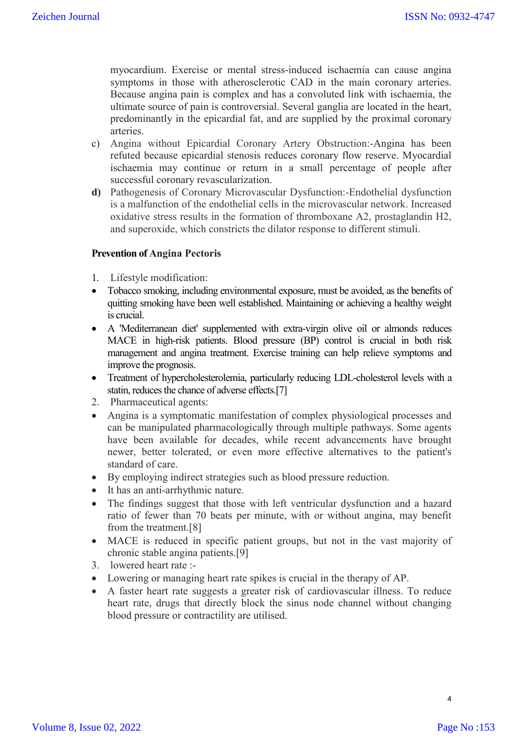myocardium. Exercise or mental stress-induced ischaemia can cause angina symptoms in those with atherosclerotic CAD in the main coronary arteries. Because angina pain is complex and has a convoluted link with ischaemia, the ultimate source of pain is controversial. Several ganglia are located in the heart, predominantly in the epicardial fat, and are supplied by the proximal coronary arteries.

c) Angina without Epicardial Coronary Artery Obstruction:-Angina has been refuted because epicardial stenosis reduces coronary flow reserve. Myocardial ischaemia may continue or return in a small percentage of people after successful coronary revascularization.

**d)** Pathogenesis of Coronary Microvascular Dysfunction:-Endothelial dysfunction is a malfunction of the endothelial cells in the microvascular network. Increased oxidative stress results in the formation of thromboxane A2, prostaglandin H2, and superoxide, which constricts the dilator response to different stimuli.

**Prevention of Angina Pectoris**

1. Lifestyle modification:

- Tobacco smoking, including environmental exposure, must be avoided, as the benefits of quitting smoking have been well established. Maintaining or achieving a healthy weight is crucial.
- A 'Mediterranean diet' supplemented with extra-virgin olive oil or almonds reduces MACE in high-risk patients. Blood pressure (BP) control is crucial in both risk management and angina treatment. Exercise training can help relieve symptoms and improve the prognosis.
- Treatment of hypercholesterolemia, particularly reducing LDL-cholesterol levels with a statin, reduces the chance of adverse effects.[7]

2. Pharmaceutical agents:

- Angina is a symptomatic manifestation of complex physiological processes and can be manipulated pharmacologically through multiple pathways. Some agents have been available for decades, while recent advancements have brought newer, better tolerated, or even more effective alternatives to the patient's standard of care.
- By employing indirect strategies such as blood pressure reduction.
- It has an anti-arrhythmic nature.
- The findings suggest that those with left ventricular dysfunction and a hazard ratio of fewer than 70 beats per minute, with or without angina, may benefit from the treatment.[8]
- MACE is reduced in specific patient groups, but not in the vast majority of chronic stable angina patients.[9]

3. lowered heart rate :-

- Lowering or managing heart rate spikes is crucial in the therapy of AP.
- A faster heart rate suggests a greater risk of cardiovascular illness. To reduce heart rate, drugs that directly block the sinus node channel without changing blood pressure or contractility are utilised.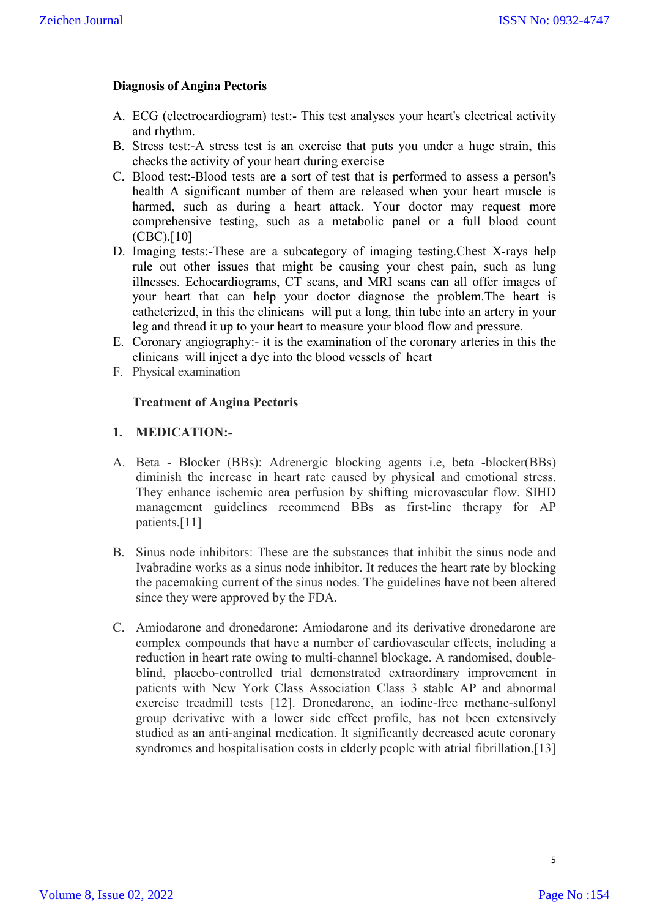**Diagnosis of Angina Pectoris**

A. ECG (electrocardiogram) test:- This test analyses your heart's electrical activity and rhythm.
B. Stress test:-A stress test is an exercise that puts you under a huge strain, this checks the activity of your heart during exercise
C. Blood test:-Blood tests are a sort of test that is performed to assess a person's health A significant number of them are released when your heart muscle is harmed, such as during a heart attack. Your doctor may request more comprehensive testing, such as a metabolic panel or a full blood count (CBC).[10]
D. Imaging tests:-These are a subcategory of imaging testing.Chest X-rays help rule out other issues that might be causing your chest pain, such as lung illnesses. Echocardiograms, CT scans, and MRI scans can all offer images of your heart that can help your doctor diagnose the problem.The heart is catheterized, in this the clinicans will put a long, thin tube into an artery in your leg and thread it up to your heart to measure your blood flow and pressure.
E. Coronary angiography:- it is the examination of the coronary arteries in this the clinicans will inject a dye into the blood vessels of heart
F. Physical examination

**Treatment of Angina Pectoris**

**1. MEDICATION:-**

A. Beta - Blocker (BBs): Adrenergic blocking agents i.e, beta -blocker(BBs) diminish the increase in heart rate caused by physical and emotional stress. They enhance ischemic area perfusion by shifting microvascular flow. SIHD management guidelines recommend BBs as first-line therapy for AP patients.[11]

B. Sinus node inhibitors: These are the substances that inhibit the sinus node and Ivabradine works as a sinus node inhibitor. It reduces the heart rate by blocking the pacemaking current of the sinus nodes. The guidelines have not been altered since they were approved by the FDA.

C. Amiodarone and dronedarone: Amiodarone and its derivative dronedarone are complex compounds that have a number of cardiovascular effects, including a reduction in heart rate owing to multi-channel blockage. A randomised, double-blind, placebo-controlled trial demonstrated extraordinary improvement in patients with New York Class Association Class 3 stable AP and abnormal exercise treadmill tests [12]. Dronedarone, an iodine-free methane-sulfonyl group derivative with a lower side effect profile, has not been extensively studied as an anti-anginal medication. It significantly decreased acute coronary syndromes and hospitalisation costs in elderly people with atrial fibrillation.[13]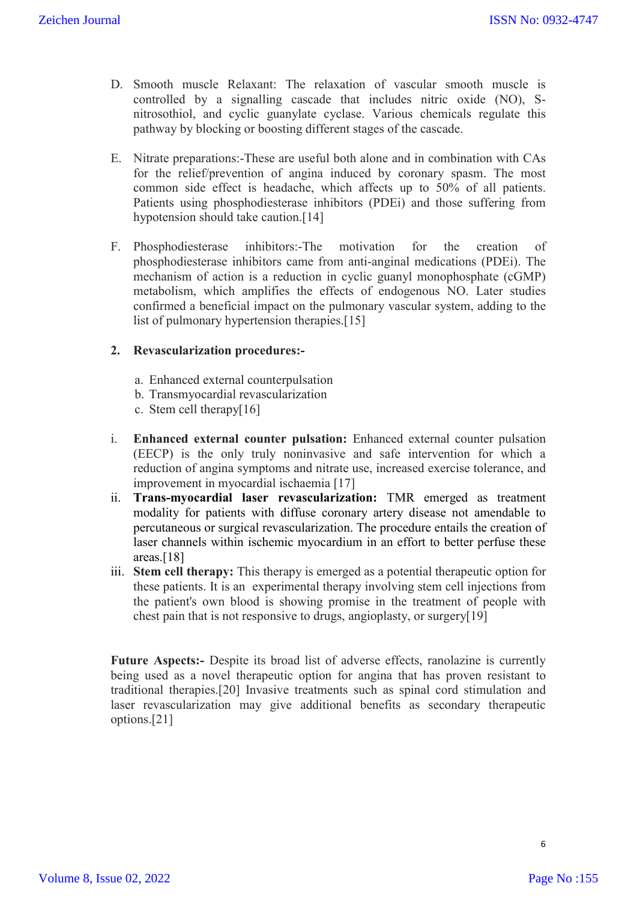D. Smooth muscle Relaxant: The relaxation of vascular smooth muscle is controlled by a signalling cascade that includes nitric oxide (NO), S-nitrosothiol, and cyclic guanylate cyclase. Various chemicals regulate this pathway by blocking or boosting different stages of the cascade.

E. Nitrate preparations:-These are useful both alone and in combination with CAs for the relief/prevention of angina induced by coronary spasm. The most common side effect is headache, which affects up to 50% of all patients. Patients using phosphodiesterase inhibitors (PDEi) and those suffering from hypotension should take caution.[14]

F. Phosphodiesterase inhibitors:-The motivation for the creation of phosphodiesterase inhibitors came from anti-anginal medications (PDEi). The mechanism of action is a reduction in cyclic guanyl monophosphate (cGMP) metabolism, which amplifies the effects of endogenous NO. Later studies confirmed a beneficial impact on the pulmonary vascular system, adding to the list of pulmonary hypertension therapies.[15]

**2. Revascularization procedures:-**

a. Enhanced external counterpulsation
b. Transmyocardial revascularization
c. Stem cell therapy[16]

i. **Enhanced external counter pulsation:** Enhanced external counter pulsation (EECP) is the only truly noninvasive and safe intervention for which a reduction of angina symptoms and nitrate use, increased exercise tolerance, and improvement in myocardial ischaemia [17]

ii. **Trans-myocardial laser revascularization:** TMR emerged as treatment modality for patients with diffuse coronary artery disease not amendable to percutaneous or surgical revascularization. The procedure entails the creation of laser channels within ischemic myocardium in an effort to better perfuse these areas.[18]

iii. **Stem cell therapy:** This therapy is emerged as a potential therapeutic option for these patients. It is an experimental therapy involving stem cell injections from the patient's own blood is showing promise in the treatment of people with chest pain that is not responsive to drugs, angioplasty, or surgery[19]

**Future Aspects:-** Despite its broad list of adverse effects, ranolazine is currently being used as a novel therapeutic option for angina that has proven resistant to traditional therapies.[20] Invasive treatments such as spinal cord stimulation and laser revascularization may give additional benefits as secondary therapeutic options.[21]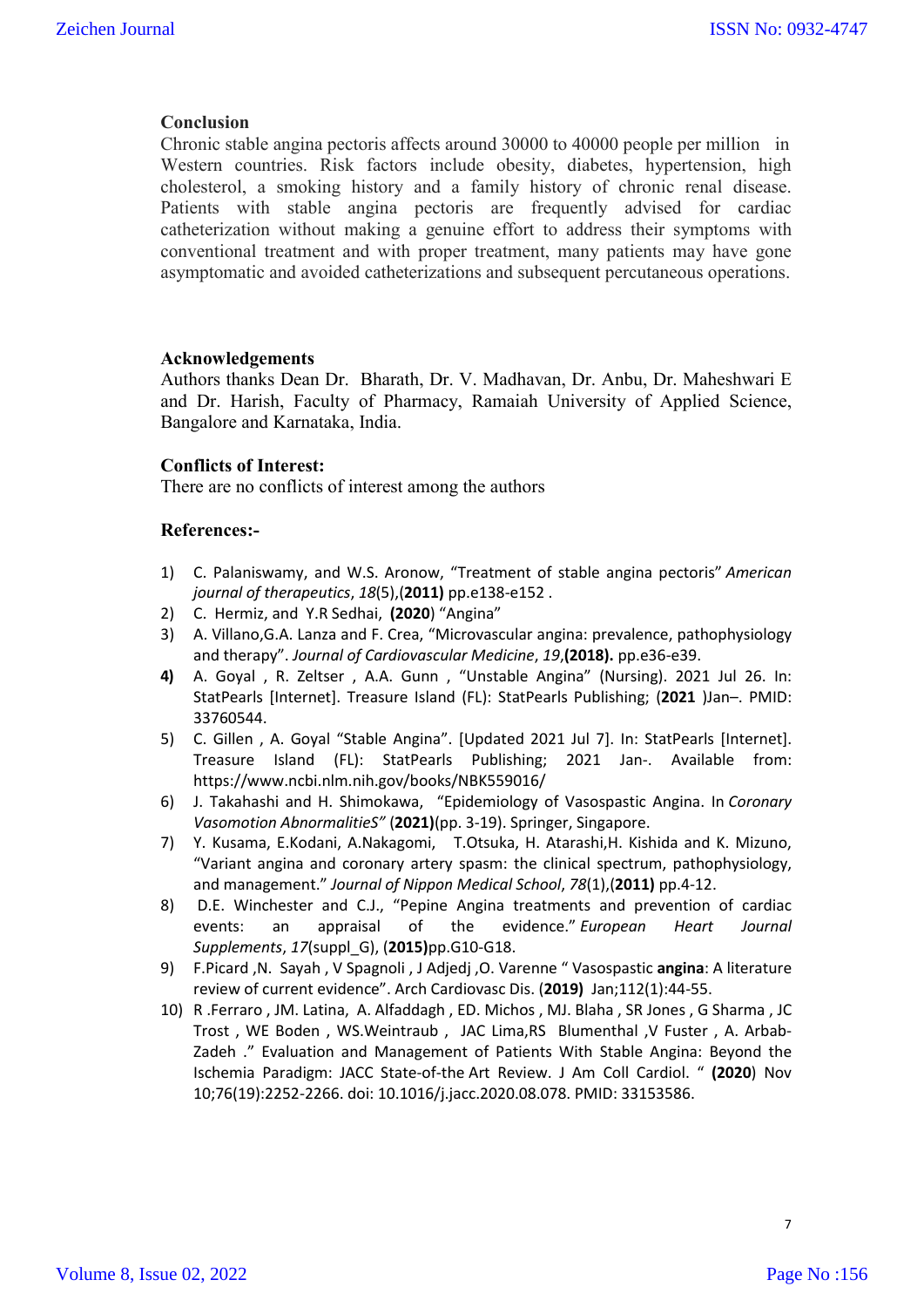## Conclusion

Chronic stable angina pectoris affects around 30000 to 40000 people per million in Western countries. Risk factors include obesity, diabetes, hypertension, high cholesterol, a smoking history and a family history of chronic renal disease. Patients with stable angina pectoris are frequently advised for cardiac catheterization without making a genuine effort to address their symptoms with conventional treatment and with proper treatment, many patients may have gone asymptomatic and avoided catheterizations and subsequent percutaneous operations.

## Acknowledgements

Authors thanks Dean Dr. Bharath, Dr. V. Madhavan, Dr. Anbu, Dr. Maheshwari E and Dr. Harish, Faculty of Pharmacy, Ramaiah University of Applied Science, Bangalore and Karnataka, India.

## Conflicts of Interest:

There are no conflicts of interest among the authors

## References:-

1) C. Palaniswamy, and W.S. Aronow, "Treatment of stable angina pectoris" *American journal of therapeutics*, *18*(5),(**2011)** pp.e138-e152 .
2) C. Hermiz, and Y.R Sedhai, **(2020**) "Angina"
3) A. Villano,G.A. Lanza and F. Crea, "Microvascular angina: prevalence, pathophysiology and therapy". *Journal of Cardiovascular Medicine*, *19*,**(2018).** pp.e36-e39.
4) A. Goyal , R. Zeltser , A.A. Gunn , "Unstable Angina" (Nursing). 2021 Jul 26. In: StatPearls [Internet]. Treasure Island (FL): StatPearls Publishing; (**2021** )Jan–. PMID: 33760544.
5) C. Gillen , A. Goyal "Stable Angina". [Updated 2021 Jul 7]. In: StatPearls [Internet]. Treasure Island (FL): StatPearls Publishing; 2021 Jan-. Available from: https://www.ncbi.nlm.nih.gov/books/NBK559016/
6) J. Takahashi and H. Shimokawa, "Epidemiology of Vasospastic Angina. In *Coronary Vasomotion AbnormalitieS"* (**2021)**(pp. 3-19). Springer, Singapore.
7) Y. Kusama, E.Kodani, A.Nakagomi, T.Otsuka, H. Atarashi,H. Kishida and K. Mizuno, "Variant angina and coronary artery spasm: the clinical spectrum, pathophysiology, and management." *Journal of Nippon Medical School*, *78*(1),(**2011)** pp.4-12.
8) D.E. Winchester and C.J., "Pepine Angina treatments and prevention of cardiac events: an appraisal of the evidence." *European Heart Journal Supplements*, *17*(suppl_G), (**2015)**pp.G10-G18.
9) F.Picard ,N. Sayah , V Spagnoli , J Adjedj ,O. Varenne " Vasospastic **angina**: A literature review of current evidence". Arch Cardiovasc Dis. (**2019)** Jan;112(1):44-55.
10) R .Ferraro , JM. Latina, A. Alfaddagh , ED. Michos , MJ. Blaha , SR Jones , G Sharma , JC Trost , WE Boden , WS.Weintraub , JAC Lima,RS Blumenthal ,V Fuster , A. Arbab-Zadeh ." Evaluation and Management of Patients With Stable Angina: Beyond the Ischemia Paradigm: JACC State-of-the Art Review. J Am Coll Cardiol. " **(2020**) Nov 10;76(19):2252-2266. doi: 10.1016/j.jacc.2020.08.078. PMID: 33153586.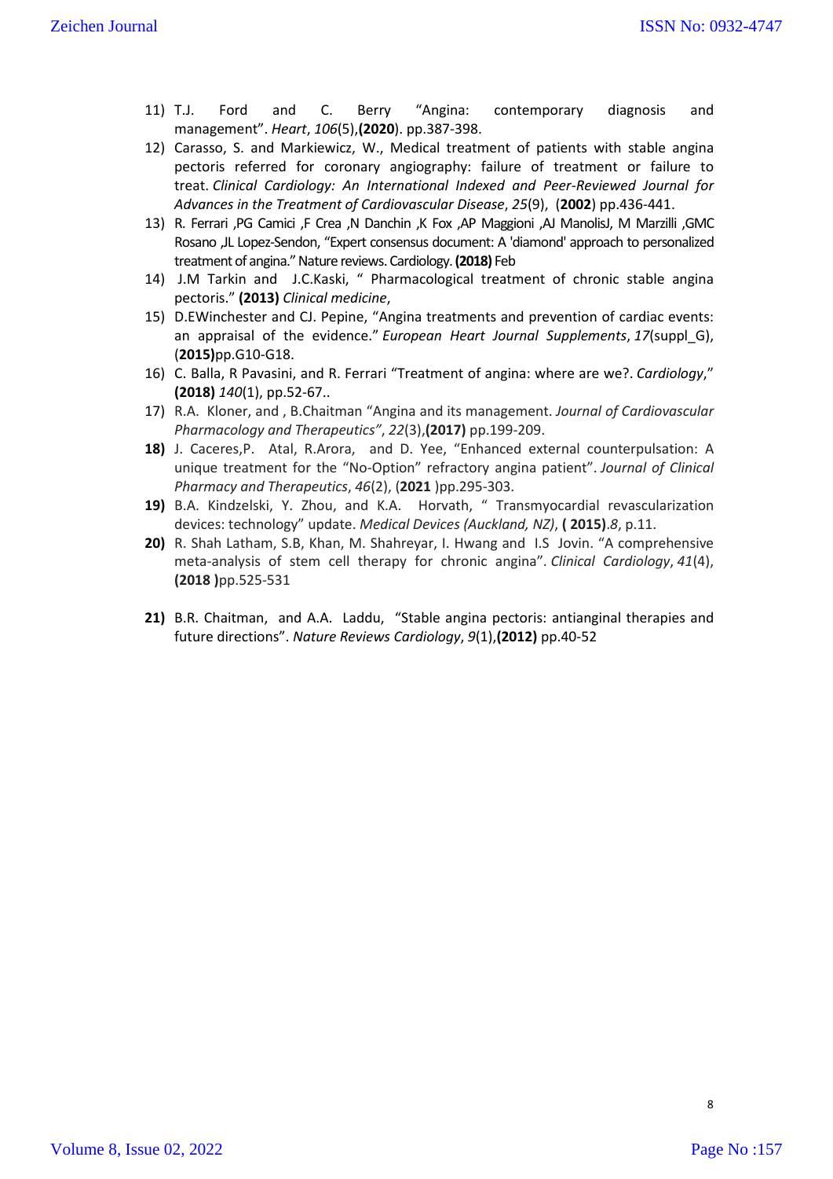11) T.J. Ford and C. Berry "Angina: contemporary diagnosis and management". *Heart*, *106*(5),**(2020**). pp.387-398.
12) Carasso, S. and Markiewicz, W., Medical treatment of patients with stable angina pectoris referred for coronary angiography: failure of treatment or failure to treat. *Clinical Cardiology: An International Indexed and Peer-Reviewed Journal for Advances in the Treatment of Cardiovascular Disease*, *25*(9), (**2002**) pp.436-441.
13) R. Ferrari ,PG Camici ,F Crea ,N Danchin ,K Fox ,AP Maggioni ,AJ ManolisJ, M Marzilli ,GMC Rosano ,JL Lopez-Sendon, "Expert consensus document: A 'diamond' approach to personalized treatment of angina." Nature reviews. Cardiology. **(2018)** Feb
14) J.M Tarkin and J.C.Kaski, " Pharmacological treatment of chronic stable angina pectoris." **(2013)** *Clinical medicine*,
15) D.EWinchester and CJ. Pepine, "Angina treatments and prevention of cardiac events: an appraisal of the evidence." *European Heart Journal Supplements*, *17*(suppl_G), (**2015)**pp.G10-G18.
16) C. Balla, R Pavasini, and R. Ferrari "Treatment of angina: where are we?. *Cardiology*," **(2018)** *140*(1), pp.52-67..
17) R.A. Kloner, and , B.Chaitman "Angina and its management. *Journal of Cardiovascular Pharmacology and Therapeutics"*, *22*(3),**(2017)** pp.199-209.
18) J. Caceres,P. Atal, R.Arora, and D. Yee, "Enhanced external counterpulsation: A unique treatment for the "No-Option" refractory angina patient". *Journal of Clinical Pharmacy and Therapeutics*, *46*(2), (**2021** )pp.295-303.
19) B.A. Kindzelski, Y. Zhou, and K.A. Horvath, " Transmyocardial revascularization devices: technology" update. *Medical Devices (Auckland, NZ)*, **( 2015)**.*8*, p.11.
20) R. Shah Latham, S.B, Khan, M. Shahreyar, I. Hwang and I.S Jovin. "A comprehensive meta-analysis of stem cell therapy for chronic angina". *Clinical Cardiology*, *41*(4), **(2018 )**pp.525-531
21) B.R. Chaitman, and A.A. Laddu, "Stable angina pectoris: antianginal therapies and future directions". *Nature Reviews Cardiology*, *9*(1),**(2012)** pp.40-52